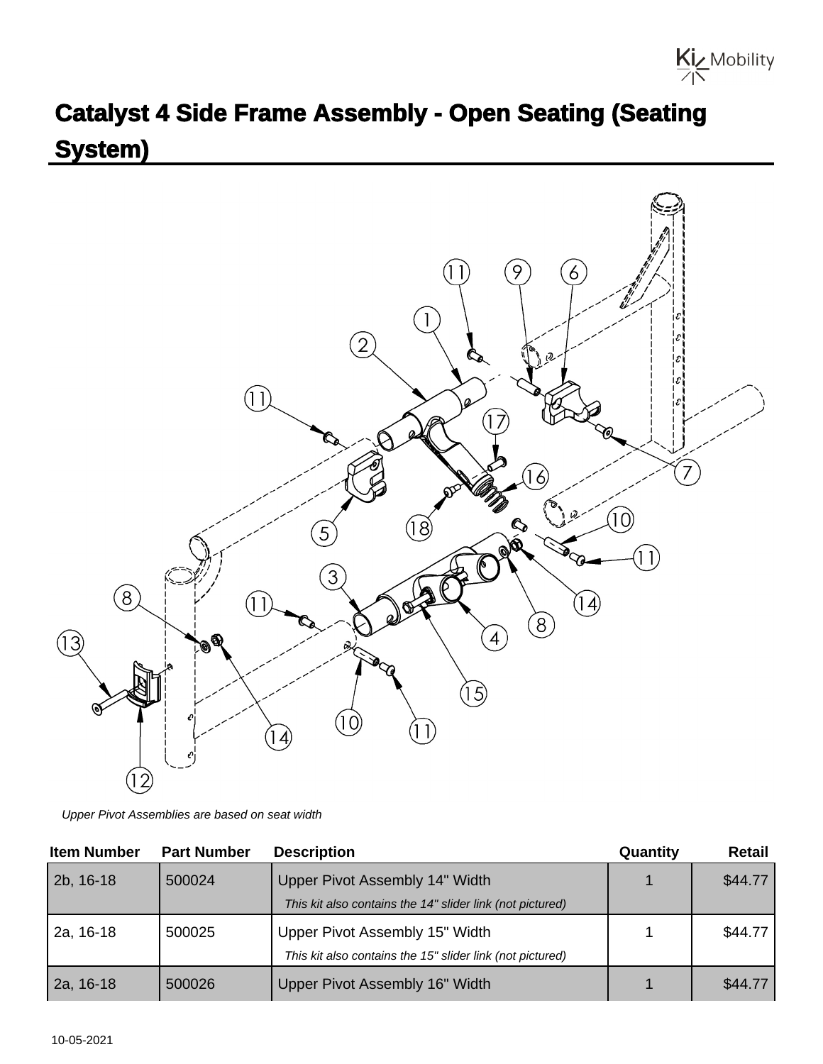# Catalyst 4 Side Frame Assembly - Open Seating (Seating System)

*Upper Pivot Assemblies are based on seat width*

| Item Number | Part Number | Description | Quantity | Retail |
|---|---|---|---|---|
| 2b, 16-18 | 500024 | Upper Pivot Assembly 14" Width<br>*This kit also contains the 14" slider link (not pictured)* | 1 | $44.77 |
| 2a, 16-18 | 500025 | Upper Pivot Assembly 15" Width<br>*This kit also contains the 15" slider link (not pictured)* | 1 | $44.77 |
| 2a, 16-18 | 500026 | Upper Pivot Assembly 16" Width | 1 | $44.77 |

10-05-2021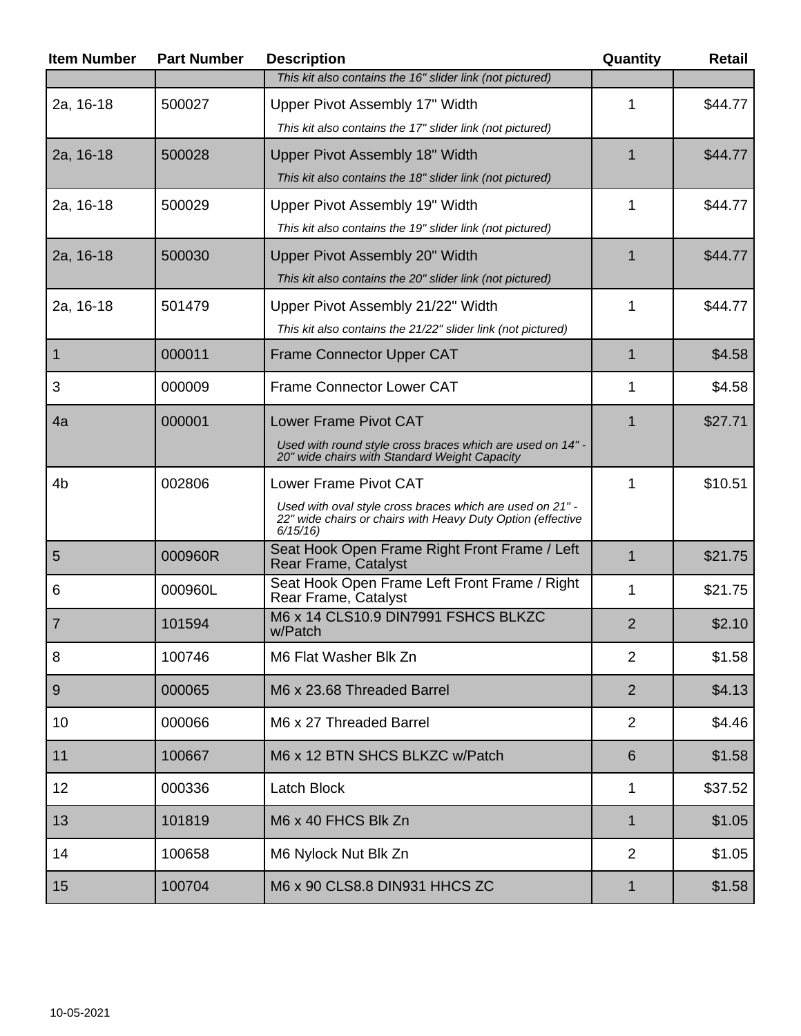| Item Number | Part Number | Description | Quantity | Retail |
|---|---|---|---|---|
| | | *This kit also contains the 16" slider link (not pictured)* | | |
| 2a, 16-18 | 500027 | Upper Pivot Assembly 17" Width<br>*This kit also contains the 17" slider link (not pictured)* | 1 | $44.77 |
| 2a, 16-18 | 500028 | Upper Pivot Assembly 18" Width<br>*This kit also contains the 18" slider link (not pictured)* | 1 | $44.77 |
| 2a, 16-18 | 500029 | Upper Pivot Assembly 19" Width<br>*This kit also contains the 19" slider link (not pictured)* | 1 | $44.77 |
| 2a, 16-18 | 500030 | Upper Pivot Assembly 20" Width<br>*This kit also contains the 20" slider link (not pictured)* | 1 | $44.77 |
| 2a, 16-18 | 501479 | Upper Pivot Assembly 21/22" Width<br>*This kit also contains the 21/22" slider link (not pictured)* | 1 | $44.77 |
| 1 | 000011 | Frame Connector Upper CAT | 1 | $4.58 |
| 3 | 000009 | Frame Connector Lower CAT | 1 | $4.58 |
| 4a | 000001 | Lower Frame Pivot CAT<br>*Used with round style cross braces which are used on 14" - 20" wide chairs with Standard Weight Capacity* | 1 | $27.71 |
| 4b | 002806 | Lower Frame Pivot CAT<br>*Used with oval style cross braces which are used on 21" - 22" wide chairs or chairs with Heavy Duty Option (effective 6/15/16)* | 1 | $10.51 |
| 5 | 000960R | Seat Hook Open Frame Right Front Frame / Left Rear Frame, Catalyst | 1 | $21.75 |
| 6 | 000960L | Seat Hook Open Frame Left Front Frame / Right Rear Frame, Catalyst | 1 | $21.75 |
| 7 | 101594 | M6 x 14 CLS10.9 DIN7991 FSHCS BLKZC w/Patch | 2 | $2.10 |
| 8 | 100746 | M6 Flat Washer Blk Zn | 2 | $1.58 |
| 9 | 000065 | M6 x 23.68 Threaded Barrel | 2 | $4.13 |
| 10 | 000066 | M6 x 27 Threaded Barrel | 2 | $4.46 |
| 11 | 100667 | M6 x 12 BTN SHCS BLKZC w/Patch | 6 | $1.58 |
| 12 | 000336 | Latch Block | 1 | $37.52 |
| 13 | 101819 | M6 x 40 FHCS Blk Zn | 1 | $1.05 |
| 14 | 100658 | M6 Nylock Nut Blk Zn | 2 | $1.05 |
| 15 | 100704 | M6 x 90 CLS8.8 DIN931 HHCS ZC | 1 | $1.58 |

10-05-2021